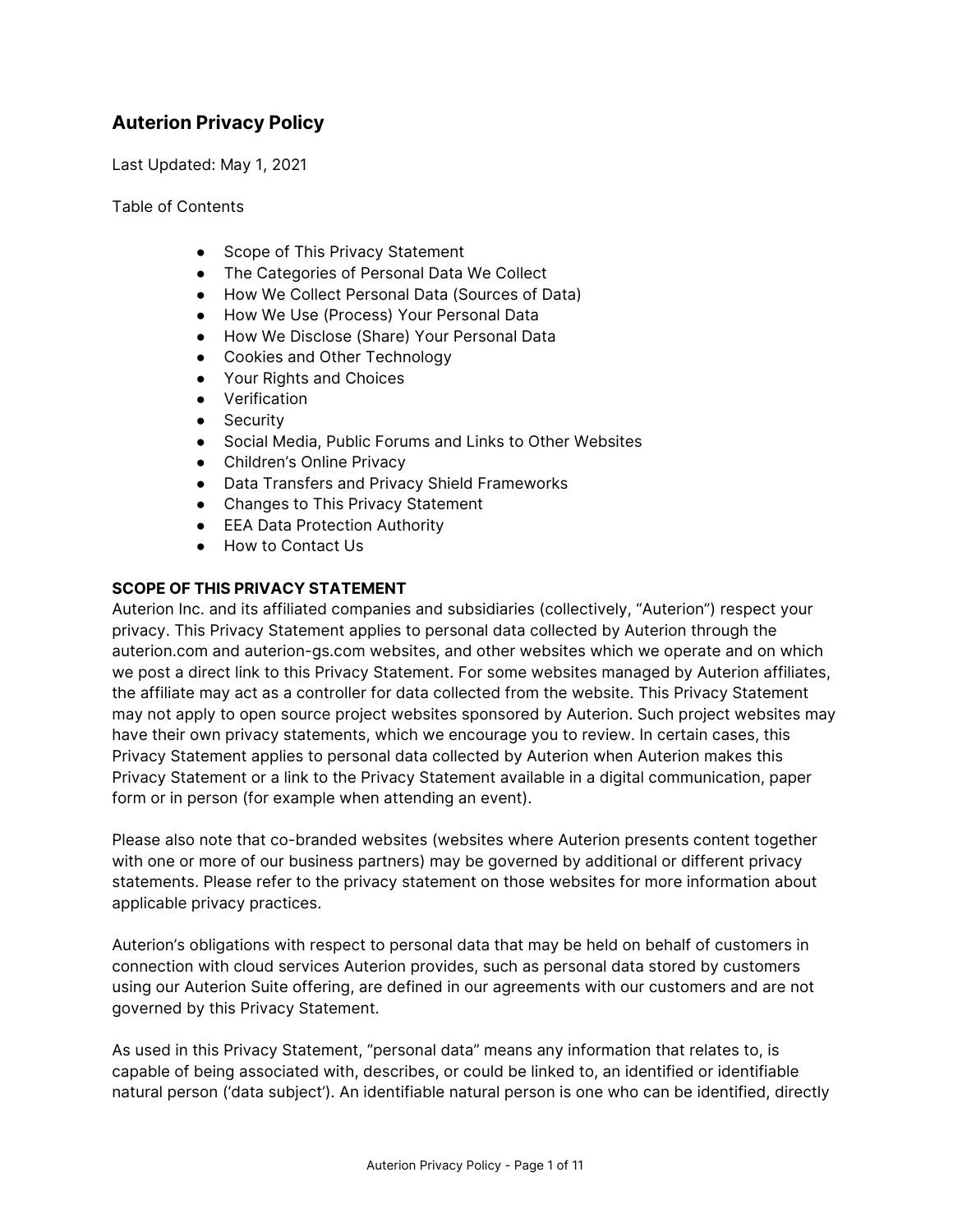# Auterion Privacy Policy

Last Updated: May 1, 2021

Table of Contents

- Scope of This Privacy Statement
- The Categories of Personal Data We Collect
- How We Collect Personal Data (Sources of Data)
- How We Use (Process) Your Personal Data
- How We Disclose (Share) Your Personal Data
- Cookies and Other Technology
- Your Rights and Choices
- Verification
- Security
- Social Media, Public Forums and Links to Other Websites
- Children's Online Privacy
- Data Transfers and Privacy Shield Frameworks
- Changes to This Privacy Statement
- EEA Data Protection Authority
- How to Contact Us

## SCOPE OF THIS PRIVACY STATEMENT

Auterion Inc. and its affiliated companies and subsidiaries (collectively, "Auterion") respect your privacy. This Privacy Statement applies to personal data collected by Auterion through the auterion.com and auterion-gs.com websites, and other websites which we operate and on which we post a direct link to this Privacy Statement. For some websites managed by Auterion affiliates, the affiliate may act as a controller for data collected from the website. This Privacy Statement may not apply to open source project websites sponsored by Auterion. Such project websites may have their own privacy statements, which we encourage you to review. In certain cases, this Privacy Statement applies to personal data collected by Auterion when Auterion makes this Privacy Statement or a link to the Privacy Statement available in a digital communication, paper form or in person (for example when attending an event).

Please also note that co-branded websites (websites where Auterion presents content together with one or more of our business partners) may be governed by additional or different privacy statements. Please refer to the privacy statement on those websites for more information about applicable privacy practices.

Auterion's obligations with respect to personal data that may be held on behalf of customers in connection with cloud services Auterion provides, such as personal data stored by customers using our Auterion Suite offering, are defined in our agreements with our customers and are not governed by this Privacy Statement.

As used in this Privacy Statement, "personal data" means any information that relates to, is capable of being associated with, describes, or could be linked to, an identified or identifiable natural person ('data subject'). An identifiable natural person is one who can be identified, directly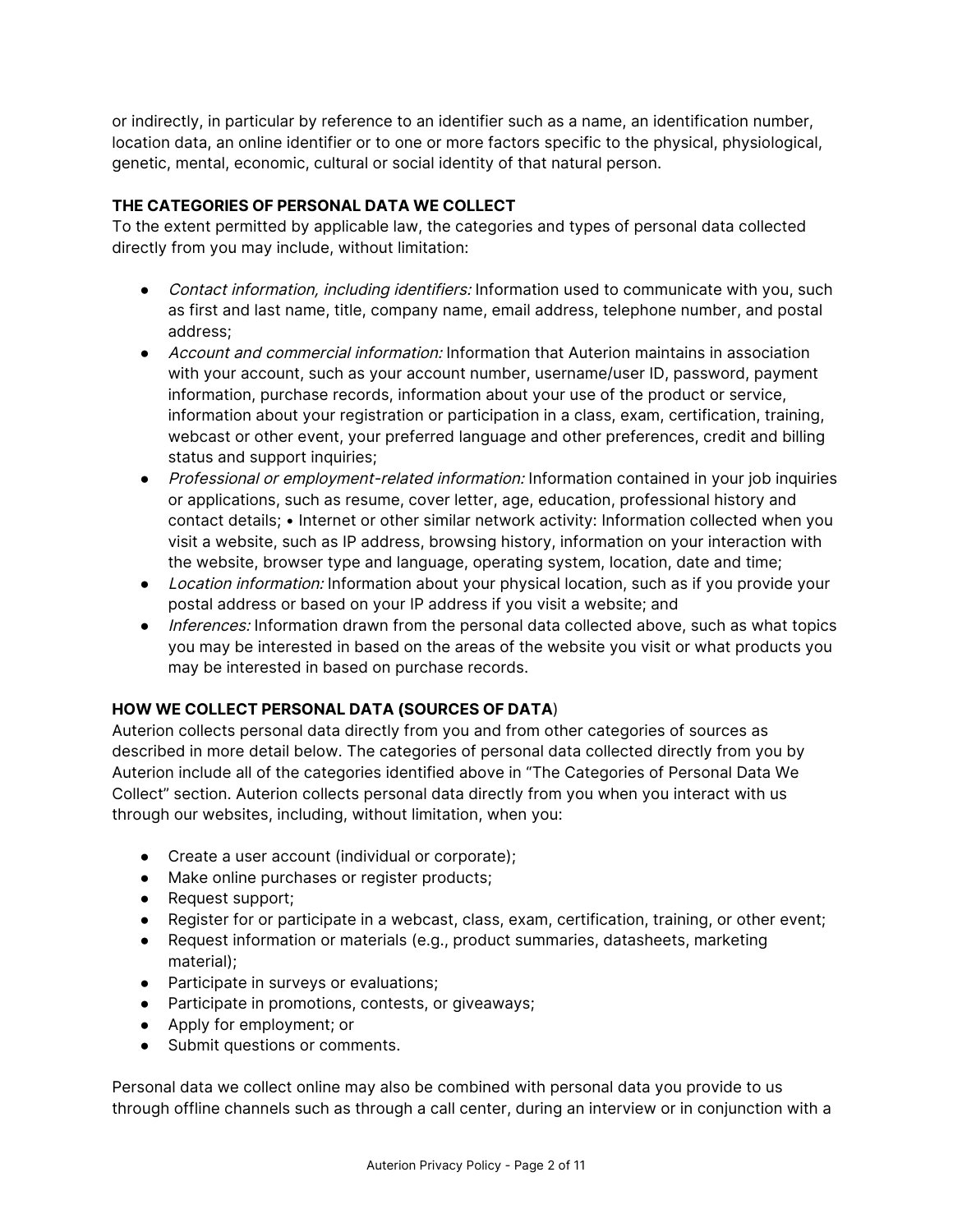or indirectly, in particular by reference to an identifier such as a name, an identification number, location data, an online identifier or to one or more factors specific to the physical, physiological, genetic, mental, economic, cultural or social identity of that natural person.

**THE CATEGORIES OF PERSONAL DATA WE COLLECT**

To the extent permitted by applicable law, the categories and types of personal data collected directly from you may include, without limitation:

- *Contact information, including identifiers:* Information used to communicate with you, such as first and last name, title, company name, email address, telephone number, and postal address;
- *Account and commercial information:* Information that Auterion maintains in association with your account, such as your account number, username/user ID, password, payment information, purchase records, information about your use of the product or service, information about your registration or participation in a class, exam, certification, training, webcast or other event, your preferred language and other preferences, credit and billing status and support inquiries;
- *Professional or employment-related information:* Information contained in your job inquiries or applications, such as resume, cover letter, age, education, professional history and contact details; • Internet or other similar network activity: Information collected when you visit a website, such as IP address, browsing history, information on your interaction with the website, browser type and language, operating system, location, date and time;
- *Location information:* Information about your physical location, such as if you provide your postal address or based on your IP address if you visit a website; and
- *Inferences:* Information drawn from the personal data collected above, such as what topics you may be interested in based on the areas of the website you visit or what products you may be interested in based on purchase records.

**HOW WE COLLECT PERSONAL DATA (SOURCES OF DATA**)

Auterion collects personal data directly from you and from other categories of sources as described in more detail below. The categories of personal data collected directly from you by Auterion include all of the categories identified above in "The Categories of Personal Data We Collect" section. Auterion collects personal data directly from you when you interact with us through our websites, including, without limitation, when you:

- Create a user account (individual or corporate);
- Make online purchases or register products;
- Request support;
- Register for or participate in a webcast, class, exam, certification, training, or other event;
- Request information or materials (e.g., product summaries, datasheets, marketing material);
- Participate in surveys or evaluations;
- Participate in promotions, contests, or giveaways;
- Apply for employment; or
- Submit questions or comments.

Personal data we collect online may also be combined with personal data you provide to us through offline channels such as through a call center, during an interview or in conjunction with a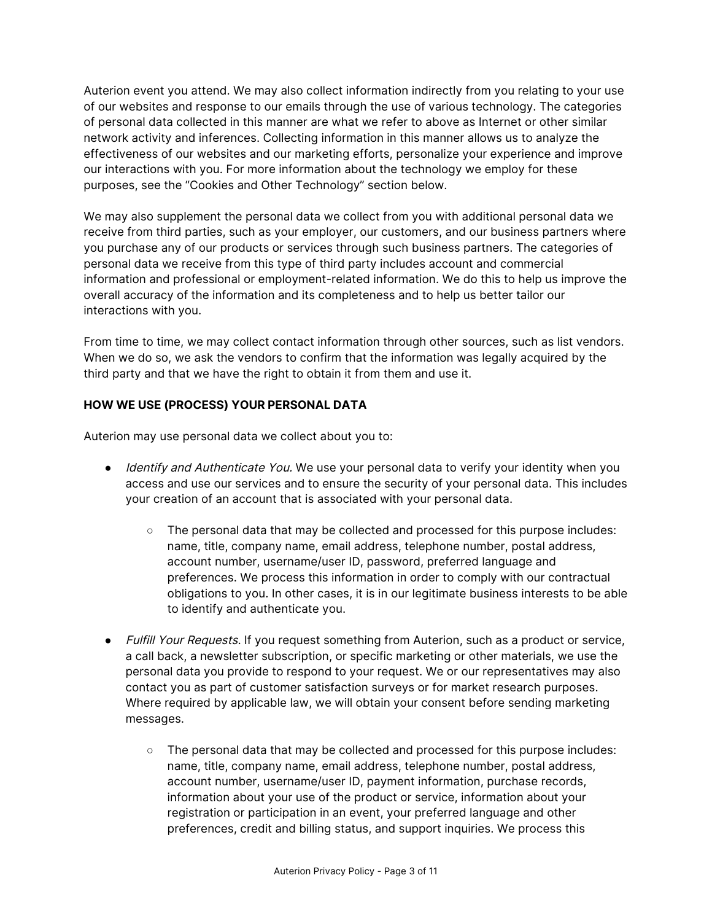Auterion event you attend. We may also collect information indirectly from you relating to your use of our websites and response to our emails through the use of various technology. The categories of personal data collected in this manner are what we refer to above as Internet or other similar network activity and inferences. Collecting information in this manner allows us to analyze the effectiveness of our websites and our marketing efforts, personalize your experience and improve our interactions with you. For more information about the technology we employ for these purposes, see the "Cookies and Other Technology" section below.

We may also supplement the personal data we collect from you with additional personal data we receive from third parties, such as your employer, our customers, and our business partners where you purchase any of our products or services through such business partners. The categories of personal data we receive from this type of third party includes account and commercial information and professional or employment-related information. We do this to help us improve the overall accuracy of the information and its completeness and to help us better tailor our interactions with you.

From time to time, we may collect contact information through other sources, such as list vendors. When we do so, we ask the vendors to confirm that the information was legally acquired by the third party and that we have the right to obtain it from them and use it.

**HOW WE USE (PROCESS) YOUR PERSONAL DATA**

Auterion may use personal data we collect about you to:

- *Identify and Authenticate You.* We use your personal data to verify your identity when you access and use our services and to ensure the security of your personal data. This includes your creation of an account that is associated with your personal data.
    - The personal data that may be collected and processed for this purpose includes: name, title, company name, email address, telephone number, postal address, account number, username/user ID, password, preferred language and preferences. We process this information in order to comply with our contractual obligations to you. In other cases, it is in our legitimate business interests to be able to identify and authenticate you.
- *Fulfill Your Requests.* If you request something from Auterion, such as a product or service, a call back, a newsletter subscription, or specific marketing or other materials, we use the personal data you provide to respond to your request. We or our representatives may also contact you as part of customer satisfaction surveys or for market research purposes. Where required by applicable law, we will obtain your consent before sending marketing messages.
    - The personal data that may be collected and processed for this purpose includes: name, title, company name, email address, telephone number, postal address, account number, username/user ID, payment information, purchase records, information about your use of the product or service, information about your registration or participation in an event, your preferred language and other preferences, credit and billing status, and support inquiries. We process this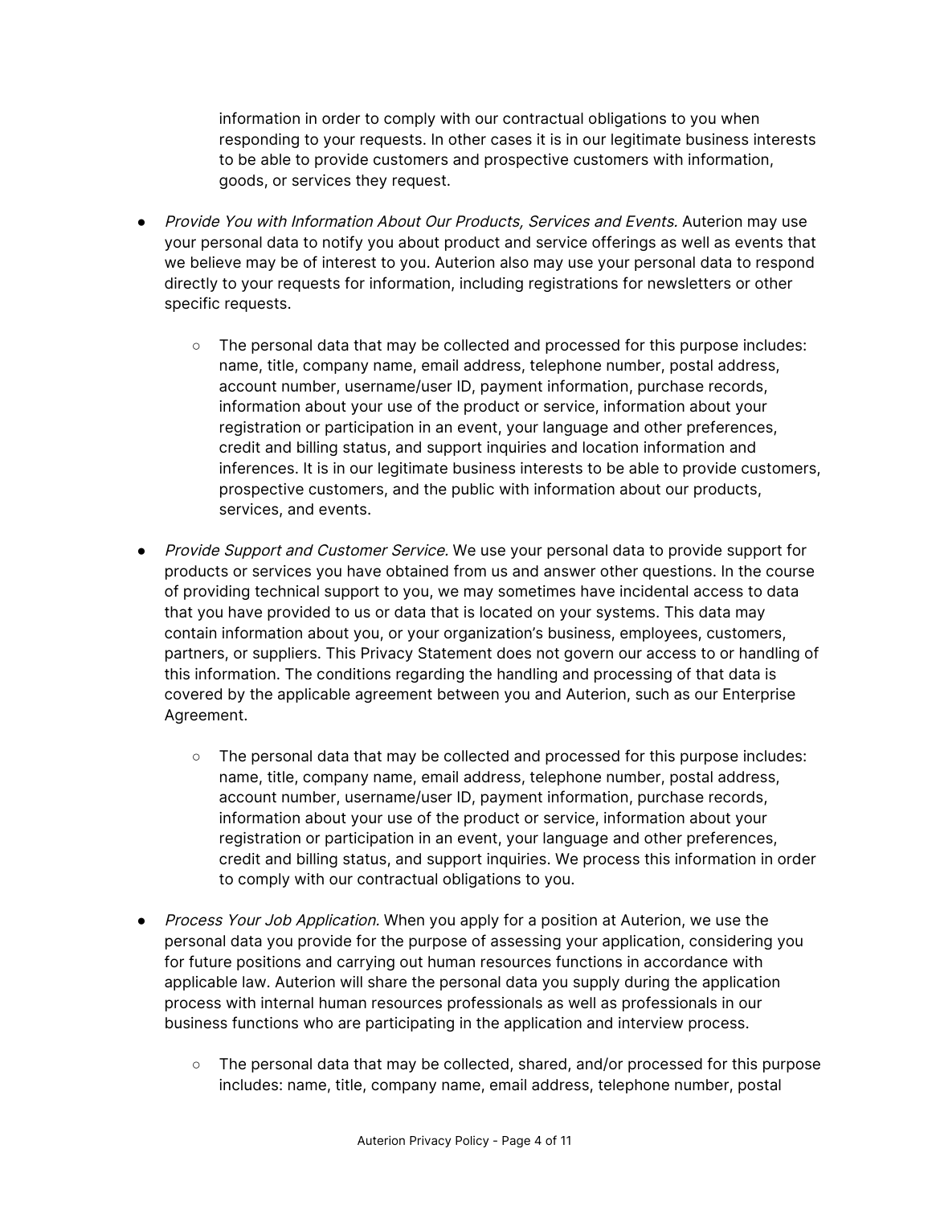information in order to comply with our contractual obligations to you when responding to your requests. In other cases it is in our legitimate business interests to be able to provide customers and prospective customers with information, goods, or services they request.

- *Provide You with Information About Our Products, Services and Events.* Auterion may use your personal data to notify you about product and service offerings as well as events that we believe may be of interest to you. Auterion also may use your personal data to respond directly to your requests for information, including registrations for newsletters or other specific requests.
    - The personal data that may be collected and processed for this purpose includes: name, title, company name, email address, telephone number, postal address, account number, username/user ID, payment information, purchase records, information about your use of the product or service, information about your registration or participation in an event, your language and other preferences, credit and billing status, and support inquiries and location information and inferences. It is in our legitimate business interests to be able to provide customers, prospective customers, and the public with information about our products, services, and events.
- *Provide Support and Customer Service.* We use your personal data to provide support for products or services you have obtained from us and answer other questions. In the course of providing technical support to you, we may sometimes have incidental access to data that you have provided to us or data that is located on your systems. This data may contain information about you, or your organization's business, employees, customers, partners, or suppliers. This Privacy Statement does not govern our access to or handling of this information. The conditions regarding the handling and processing of that data is covered by the applicable agreement between you and Auterion, such as our Enterprise Agreement.
    - The personal data that may be collected and processed for this purpose includes: name, title, company name, email address, telephone number, postal address, account number, username/user ID, payment information, purchase records, information about your use of the product or service, information about your registration or participation in an event, your language and other preferences, credit and billing status, and support inquiries. We process this information in order to comply with our contractual obligations to you.
- *Process Your Job Application.* When you apply for a position at Auterion, we use the personal data you provide for the purpose of assessing your application, considering you for future positions and carrying out human resources functions in accordance with applicable law. Auterion will share the personal data you supply during the application process with internal human resources professionals as well as professionals in our business functions who are participating in the application and interview process.
    - The personal data that may be collected, shared, and/or processed for this purpose includes: name, title, company name, email address, telephone number, postal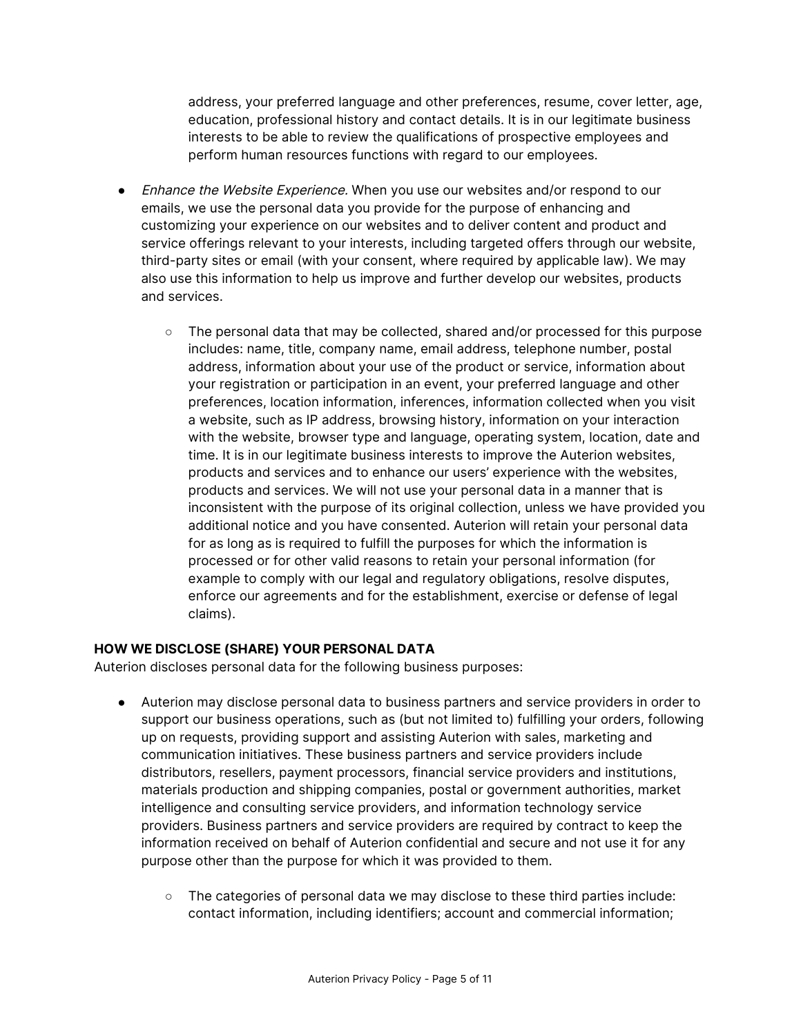address, your preferred language and other preferences, resume, cover letter, age, education, professional history and contact details. It is in our legitimate business interests to be able to review the qualifications of prospective employees and perform human resources functions with regard to our employees.

- *Enhance the Website Experience.* When you use our websites and/or respond to our emails, we use the personal data you provide for the purpose of enhancing and customizing your experience on our websites and to deliver content and product and service offerings relevant to your interests, including targeted offers through our website, third-party sites or email (with your consent, where required by applicable law). We may also use this information to help us improve and further develop our websites, products and services.
    - The personal data that may be collected, shared and/or processed for this purpose includes: name, title, company name, email address, telephone number, postal address, information about your use of the product or service, information about your registration or participation in an event, your preferred language and other preferences, location information, inferences, information collected when you visit a website, such as IP address, browsing history, information on your interaction with the website, browser type and language, operating system, location, date and time. It is in our legitimate business interests to improve the Auterion websites, products and services and to enhance our users' experience with the websites, products and services. We will not use your personal data in a manner that is inconsistent with the purpose of its original collection, unless we have provided you additional notice and you have consented. Auterion will retain your personal data for as long as is required to fulfill the purposes for which the information is processed or for other valid reasons to retain your personal information (for example to comply with our legal and regulatory obligations, resolve disputes, enforce our agreements and for the establishment, exercise or defense of legal claims).

**HOW WE DISCLOSE (SHARE) YOUR PERSONAL DATA**

Auterion discloses personal data for the following business purposes:

- Auterion may disclose personal data to business partners and service providers in order to support our business operations, such as (but not limited to) fulfilling your orders, following up on requests, providing support and assisting Auterion with sales, marketing and communication initiatives. These business partners and service providers include distributors, resellers, payment processors, financial service providers and institutions, materials production and shipping companies, postal or government authorities, market intelligence and consulting service providers, and information technology service providers. Business partners and service providers are required by contract to keep the information received on behalf of Auterion confidential and secure and not use it for any purpose other than the purpose for which it was provided to them.
    - The categories of personal data we may disclose to these third parties include: contact information, including identifiers; account and commercial information;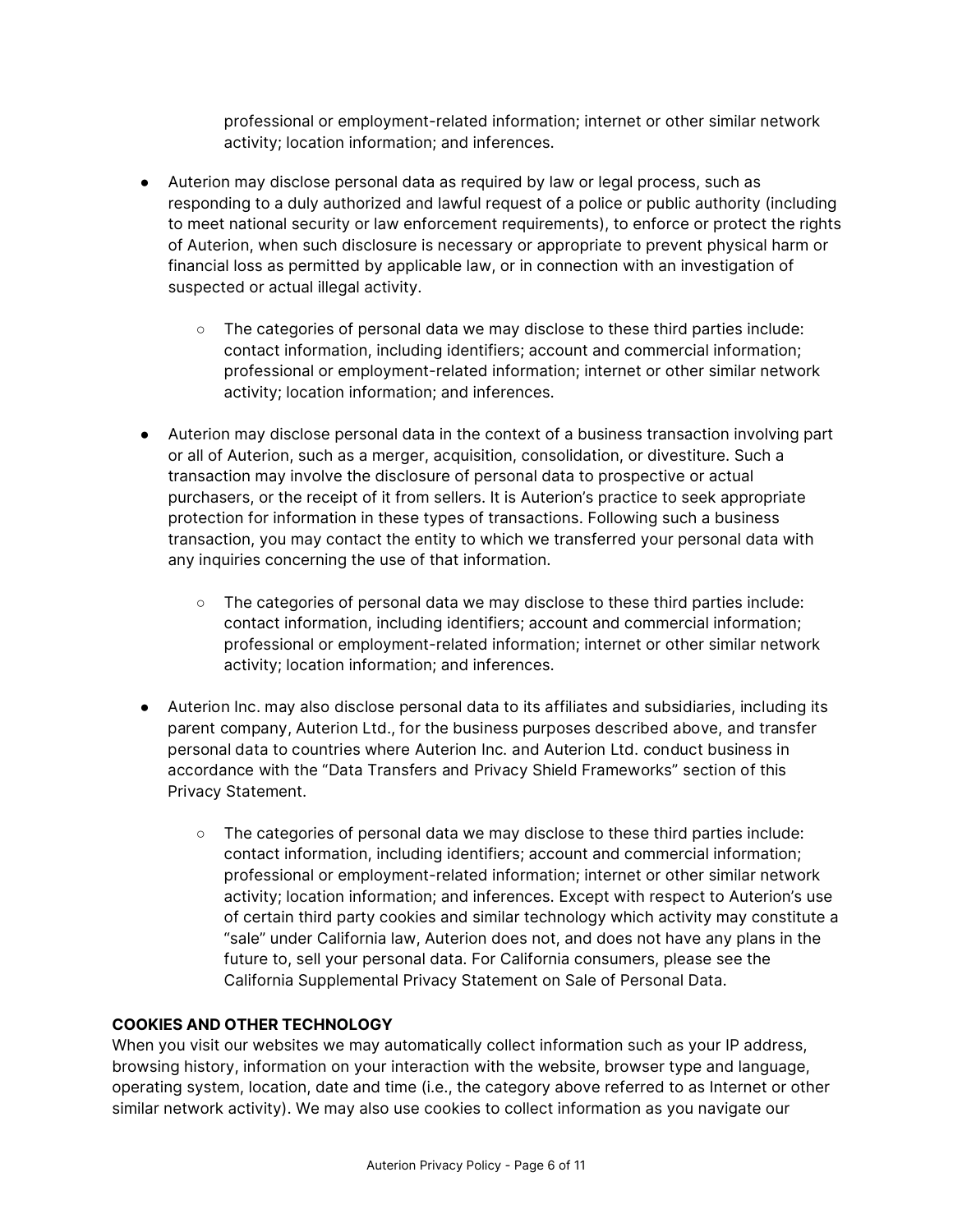professional or employment-related information; internet or other similar network activity; location information; and inferences.

- Auterion may disclose personal data as required by law or legal process, such as responding to a duly authorized and lawful request of a police or public authority (including to meet national security or law enforcement requirements), to enforce or protect the rights of Auterion, when such disclosure is necessary or appropriate to prevent physical harm or financial loss as permitted by applicable law, or in connection with an investigation of suspected or actual illegal activity.
    - The categories of personal data we may disclose to these third parties include: contact information, including identifiers; account and commercial information; professional or employment-related information; internet or other similar network activity; location information; and inferences.
- Auterion may disclose personal data in the context of a business transaction involving part or all of Auterion, such as a merger, acquisition, consolidation, or divestiture. Such a transaction may involve the disclosure of personal data to prospective or actual purchasers, or the receipt of it from sellers. It is Auterion's practice to seek appropriate protection for information in these types of transactions. Following such a business transaction, you may contact the entity to which we transferred your personal data with any inquiries concerning the use of that information.
    - The categories of personal data we may disclose to these third parties include: contact information, including identifiers; account and commercial information; professional or employment-related information; internet or other similar network activity; location information; and inferences.
- Auterion Inc. may also disclose personal data to its affiliates and subsidiaries, including its parent company, Auterion Ltd., for the business purposes described above, and transfer personal data to countries where Auterion Inc. and Auterion Ltd. conduct business in accordance with the "Data Transfers and Privacy Shield Frameworks" section of this Privacy Statement.
    - The categories of personal data we may disclose to these third parties include: contact information, including identifiers; account and commercial information; professional or employment-related information; internet or other similar network activity; location information; and inferences. Except with respect to Auterion's use of certain third party cookies and similar technology which activity may constitute a "sale" under California law, Auterion does not, and does not have any plans in the future to, sell your personal data. For California consumers, please see the California Supplemental Privacy Statement on Sale of Personal Data.

**COOKIES AND OTHER TECHNOLOGY**

When you visit our websites we may automatically collect information such as your IP address, browsing history, information on your interaction with the website, browser type and language, operating system, location, date and time (i.e., the category above referred to as Internet or other similar network activity). We may also use cookies to collect information as you navigate our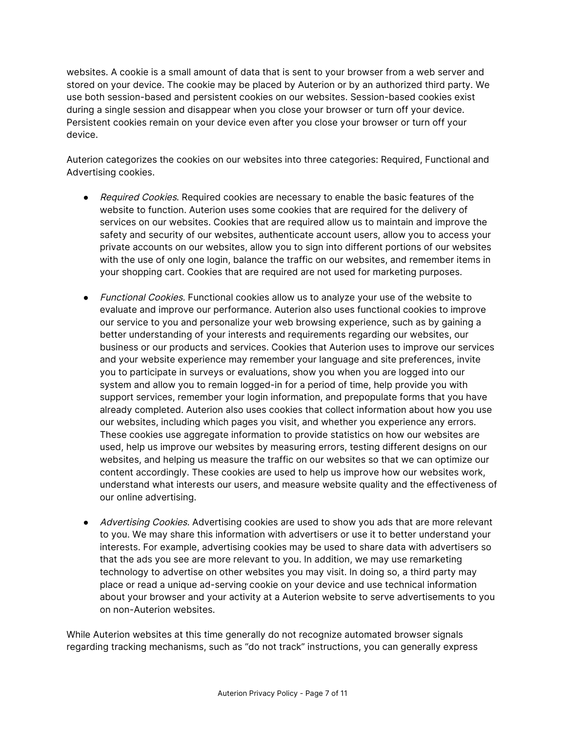websites. A cookie is a small amount of data that is sent to your browser from a web server and stored on your device. The cookie may be placed by Auterion or by an authorized third party. We use both session-based and persistent cookies on our websites. Session-based cookies exist during a single session and disappear when you close your browser or turn off your device. Persistent cookies remain on your device even after you close your browser or turn off your device.

Auterion categorizes the cookies on our websites into three categories: Required, Functional and Advertising cookies.

- *Required Cookies*. Required cookies are necessary to enable the basic features of the website to function. Auterion uses some cookies that are required for the delivery of services on our websites. Cookies that are required allow us to maintain and improve the safety and security of our websites, authenticate account users, allow you to access your private accounts on our websites, allow you to sign into different portions of our websites with the use of only one login, balance the traffic on our websites, and remember items in your shopping cart. Cookies that are required are not used for marketing purposes.

- *Functional Cookies*. Functional cookies allow us to analyze your use of the website to evaluate and improve our performance. Auterion also uses functional cookies to improve our service to you and personalize your web browsing experience, such as by gaining a better understanding of your interests and requirements regarding our websites, our business or our products and services. Cookies that Auterion uses to improve our services and your website experience may remember your language and site preferences, invite you to participate in surveys or evaluations, show you when you are logged into our system and allow you to remain logged-in for a period of time, help provide you with support services, remember your login information, and prepopulate forms that you have already completed. Auterion also uses cookies that collect information about how you use our websites, including which pages you visit, and whether you experience any errors. These cookies use aggregate information to provide statistics on how our websites are used, help us improve our websites by measuring errors, testing different designs on our websites, and helping us measure the traffic on our websites so that we can optimize our content accordingly. These cookies are used to help us improve how our websites work, understand what interests our users, and measure website quality and the effectiveness of our online advertising.

- *Advertising Cookies*. Advertising cookies are used to show you ads that are more relevant to you. We may share this information with advertisers or use it to better understand your interests. For example, advertising cookies may be used to share data with advertisers so that the ads you see are more relevant to you. In addition, we may use remarketing technology to advertise on other websites you may visit. In doing so, a third party may place or read a unique ad-serving cookie on your device and use technical information about your browser and your activity at a Auterion website to serve advertisements to you on non-Auterion websites.

While Auterion websites at this time generally do not recognize automated browser signals regarding tracking mechanisms, such as "do not track" instructions, you can generally express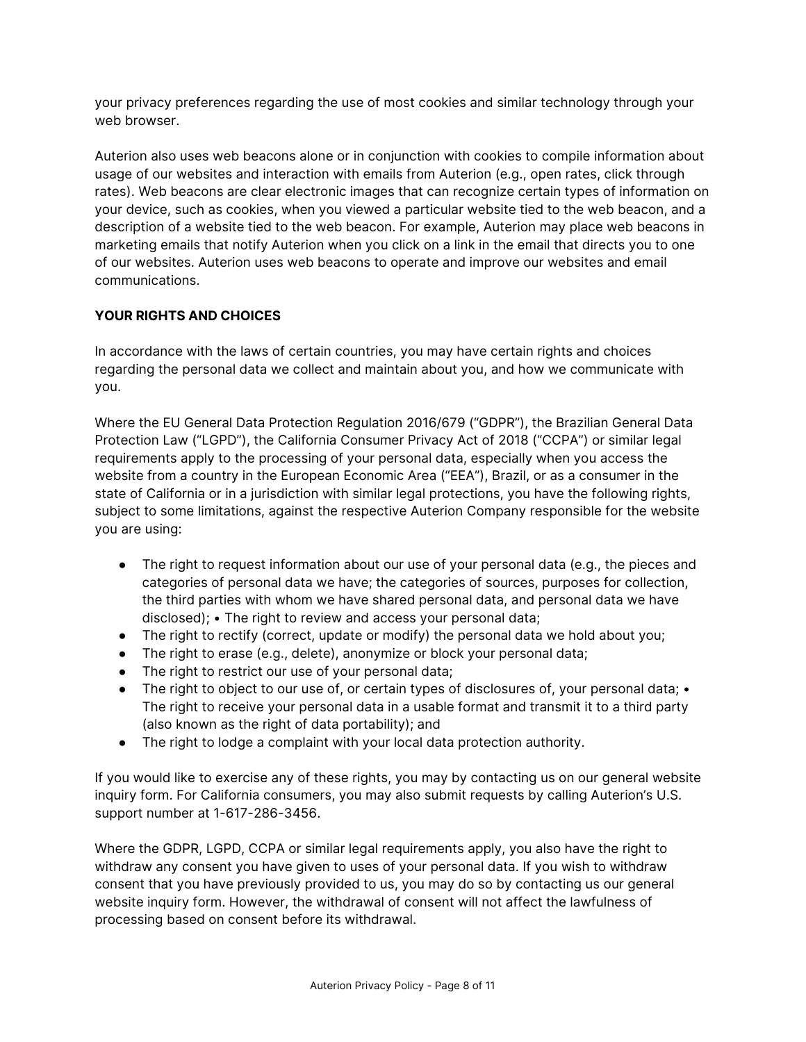your privacy preferences regarding the use of most cookies and similar technology through your web browser.

Auterion also uses web beacons alone or in conjunction with cookies to compile information about usage of our websites and interaction with emails from Auterion (e.g., open rates, click through rates). Web beacons are clear electronic images that can recognize certain types of information on your device, such as cookies, when you viewed a particular website tied to the web beacon, and a description of a website tied to the web beacon. For example, Auterion may place web beacons in marketing emails that notify Auterion when you click on a link in the email that directs you to one of our websites. Auterion uses web beacons to operate and improve our websites and email communications.

**YOUR RIGHTS AND CHOICES**

In accordance with the laws of certain countries, you may have certain rights and choices regarding the personal data we collect and maintain about you, and how we communicate with you.

Where the EU General Data Protection Regulation 2016/679 ("GDPR"), the Brazilian General Data Protection Law ("LGPD"), the California Consumer Privacy Act of 2018 ("CCPA") or similar legal requirements apply to the processing of your personal data, especially when you access the website from a country in the European Economic Area ("EEA"), Brazil, or as a consumer in the state of California or in a jurisdiction with similar legal protections, you have the following rights, subject to some limitations, against the respective Auterion Company responsible for the website you are using:

- The right to request information about our use of your personal data (e.g., the pieces and categories of personal data we have; the categories of sources, purposes for collection, the third parties with whom we have shared personal data, and personal data we have disclosed); • The right to review and access your personal data;
- The right to rectify (correct, update or modify) the personal data we hold about you;
- The right to erase (e.g., delete), anonymize or block your personal data;
- The right to restrict our use of your personal data;
- The right to object to our use of, or certain types of disclosures of, your personal data; • The right to receive your personal data in a usable format and transmit it to a third party (also known as the right of data portability); and
- The right to lodge a complaint with your local data protection authority.

If you would like to exercise any of these rights, you may by contacting us on our general website inquiry form. For California consumers, you may also submit requests by calling Auterion's U.S. support number at 1-617-286-3456.

Where the GDPR, LGPD, CCPA or similar legal requirements apply, you also have the right to withdraw any consent you have given to uses of your personal data. If you wish to withdraw consent that you have previously provided to us, you may do so by contacting us our general website inquiry form. However, the withdrawal of consent will not affect the lawfulness of processing based on consent before its withdrawal.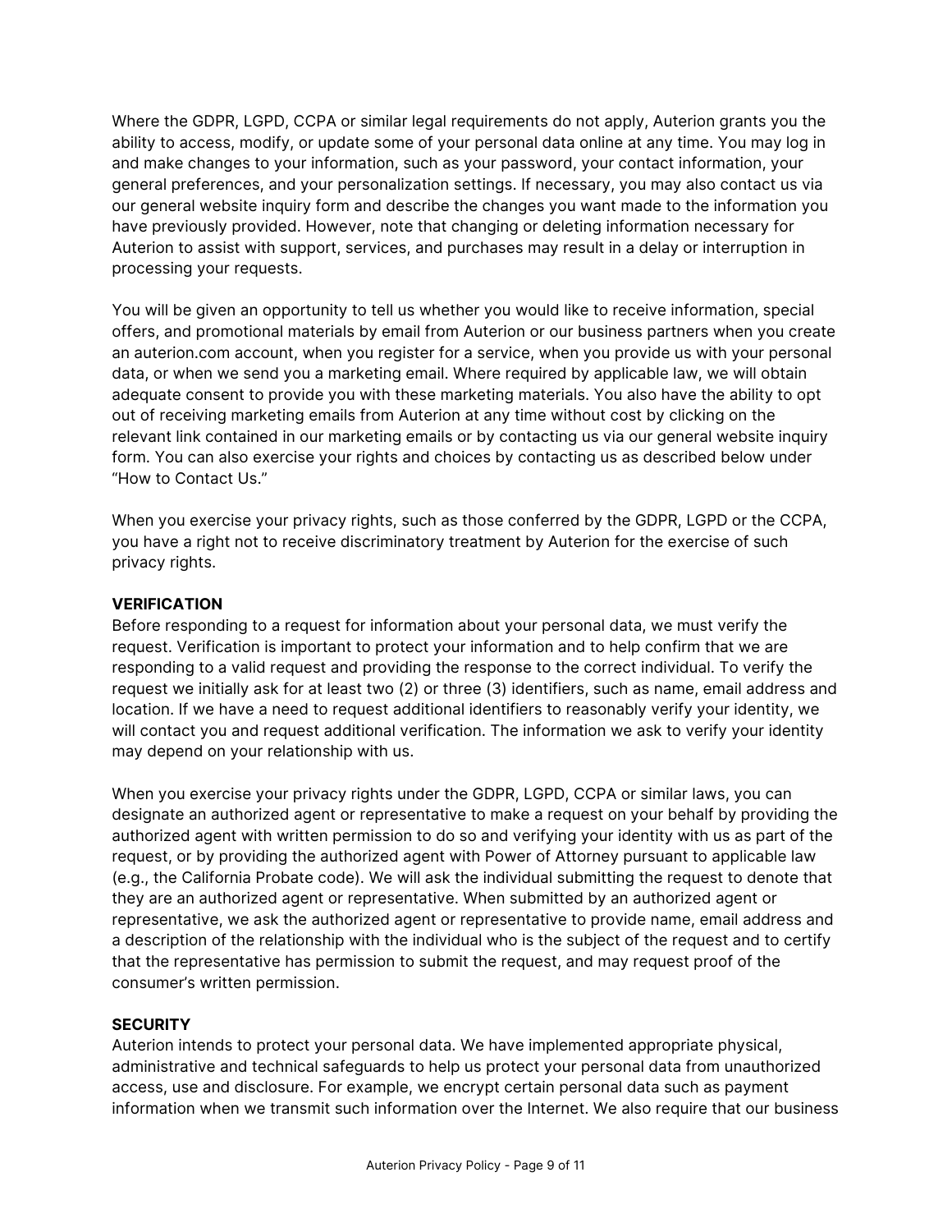Where the GDPR, LGPD, CCPA or similar legal requirements do not apply, Auterion grants you the ability to access, modify, or update some of your personal data online at any time. You may log in and make changes to your information, such as your password, your contact information, your general preferences, and your personalization settings. If necessary, you may also contact us via our general website inquiry form and describe the changes you want made to the information you have previously provided. However, note that changing or deleting information necessary for Auterion to assist with support, services, and purchases may result in a delay or interruption in processing your requests.

You will be given an opportunity to tell us whether you would like to receive information, special offers, and promotional materials by email from Auterion or our business partners when you create an auterion.com account, when you register for a service, when you provide us with your personal data, or when we send you a marketing email. Where required by applicable law, we will obtain adequate consent to provide you with these marketing materials. You also have the ability to opt out of receiving marketing emails from Auterion at any time without cost by clicking on the relevant link contained in our marketing emails or by contacting us via our general website inquiry form. You can also exercise your rights and choices by contacting us as described below under "How to Contact Us."

When you exercise your privacy rights, such as those conferred by the GDPR, LGPD or the CCPA, you have a right not to receive discriminatory treatment by Auterion for the exercise of such privacy rights.

**VERIFICATION**

Before responding to a request for information about your personal data, we must verify the request. Verification is important to protect your information and to help confirm that we are responding to a valid request and providing the response to the correct individual. To verify the request we initially ask for at least two (2) or three (3) identifiers, such as name, email address and location. If we have a need to request additional identifiers to reasonably verify your identity, we will contact you and request additional verification. The information we ask to verify your identity may depend on your relationship with us.

When you exercise your privacy rights under the GDPR, LGPD, CCPA or similar laws, you can designate an authorized agent or representative to make a request on your behalf by providing the authorized agent with written permission to do so and verifying your identity with us as part of the request, or by providing the authorized agent with Power of Attorney pursuant to applicable law (e.g., the California Probate code). We will ask the individual submitting the request to denote that they are an authorized agent or representative. When submitted by an authorized agent or representative, we ask the authorized agent or representative to provide name, email address and a description of the relationship with the individual who is the subject of the request and to certify that the representative has permission to submit the request, and may request proof of the consumer's written permission.

**SECURITY**

Auterion intends to protect your personal data. We have implemented appropriate physical, administrative and technical safeguards to help us protect your personal data from unauthorized access, use and disclosure. For example, we encrypt certain personal data such as payment information when we transmit such information over the Internet. We also require that our business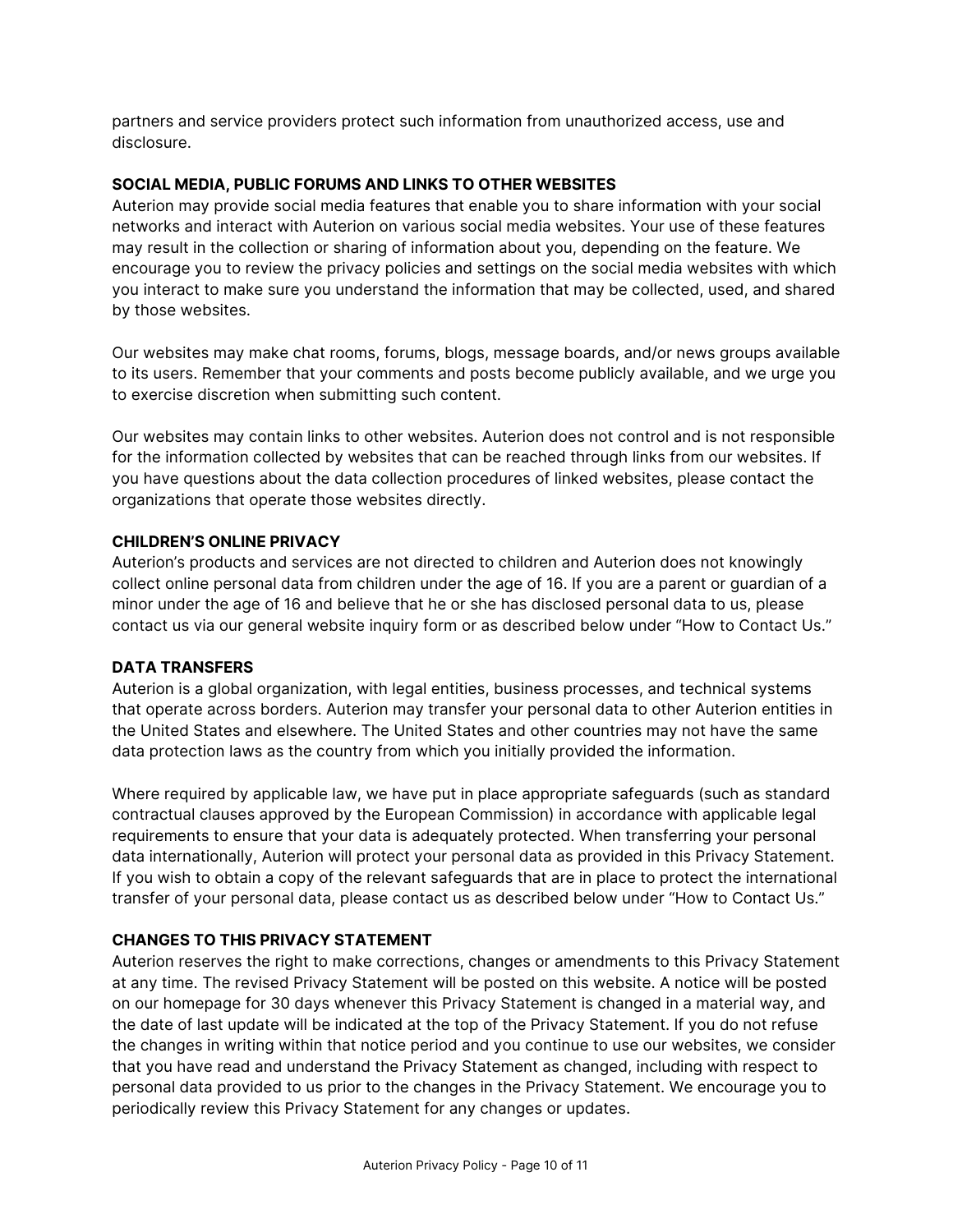partners and service providers protect such information from unauthorized access, use and disclosure.

**SOCIAL MEDIA, PUBLIC FORUMS AND LINKS TO OTHER WEBSITES**

Auterion may provide social media features that enable you to share information with your social networks and interact with Auterion on various social media websites. Your use of these features may result in the collection or sharing of information about you, depending on the feature. We encourage you to review the privacy policies and settings on the social media websites with which you interact to make sure you understand the information that may be collected, used, and shared by those websites.

Our websites may make chat rooms, forums, blogs, message boards, and/or news groups available to its users. Remember that your comments and posts become publicly available, and we urge you to exercise discretion when submitting such content.

Our websites may contain links to other websites. Auterion does not control and is not responsible for the information collected by websites that can be reached through links from our websites. If you have questions about the data collection procedures of linked websites, please contact the organizations that operate those websites directly.

**CHILDREN'S ONLINE PRIVACY**

Auterion's products and services are not directed to children and Auterion does not knowingly collect online personal data from children under the age of 16. If you are a parent or guardian of a minor under the age of 16 and believe that he or she has disclosed personal data to us, please contact us via our general website inquiry form or as described below under "How to Contact Us."

**DATA TRANSFERS**

Auterion is a global organization, with legal entities, business processes, and technical systems that operate across borders. Auterion may transfer your personal data to other Auterion entities in the United States and elsewhere. The United States and other countries may not have the same data protection laws as the country from which you initially provided the information.

Where required by applicable law, we have put in place appropriate safeguards (such as standard contractual clauses approved by the European Commission) in accordance with applicable legal requirements to ensure that your data is adequately protected. When transferring your personal data internationally, Auterion will protect your personal data as provided in this Privacy Statement. If you wish to obtain a copy of the relevant safeguards that are in place to protect the international transfer of your personal data, please contact us as described below under "How to Contact Us."

**CHANGES TO THIS PRIVACY STATEMENT**

Auterion reserves the right to make corrections, changes or amendments to this Privacy Statement at any time. The revised Privacy Statement will be posted on this website. A notice will be posted on our homepage for 30 days whenever this Privacy Statement is changed in a material way, and the date of last update will be indicated at the top of the Privacy Statement. If you do not refuse the changes in writing within that notice period and you continue to use our websites, we consider that you have read and understand the Privacy Statement as changed, including with respect to personal data provided to us prior to the changes in the Privacy Statement. We encourage you to periodically review this Privacy Statement for any changes or updates.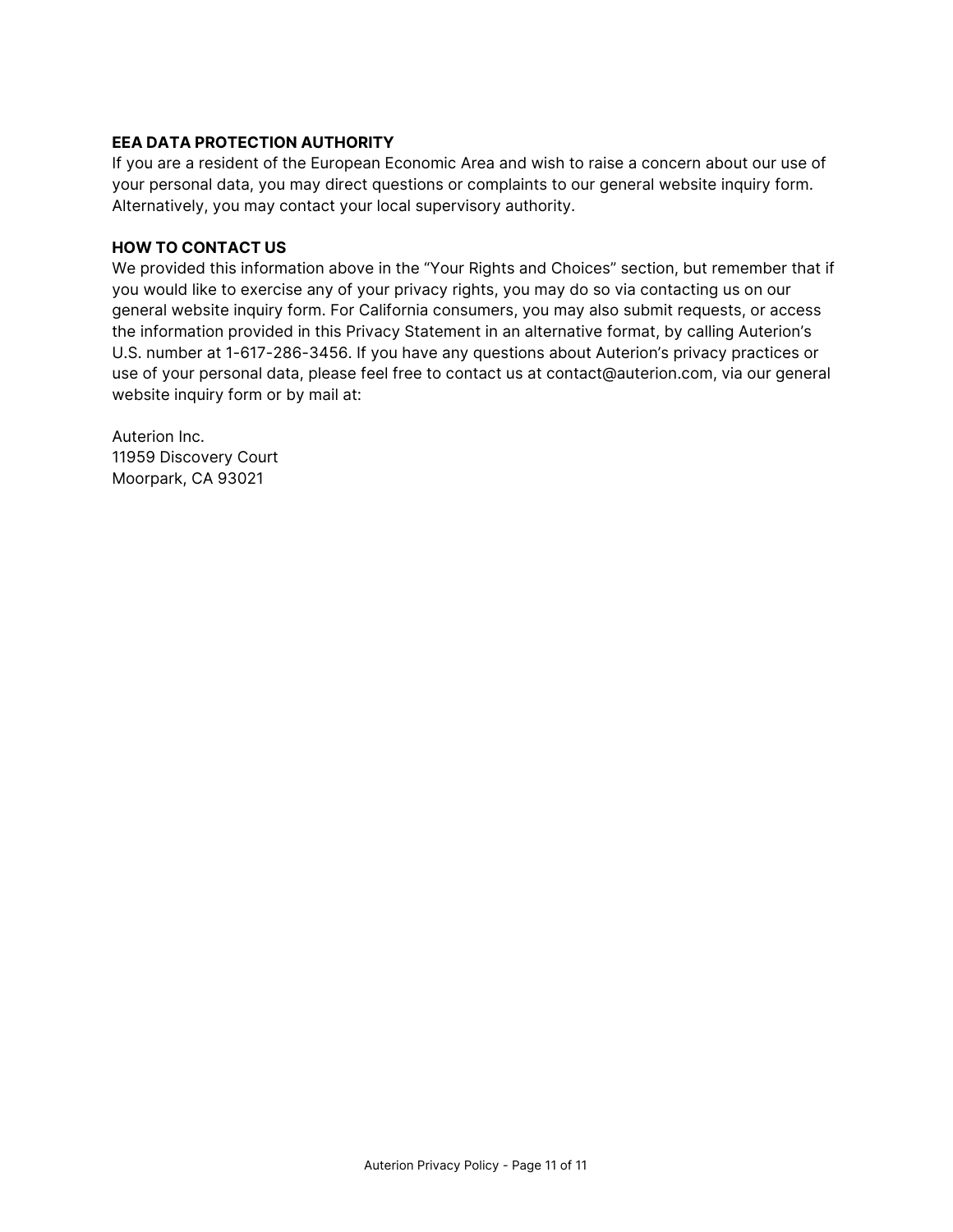## EEA DATA PROTECTION AUTHORITY

If you are a resident of the European Economic Area and wish to raise a concern about our use of your personal data, you may direct questions or complaints to our general website inquiry form. Alternatively, you may contact your local supervisory authority.

## HOW TO CONTACT US

We provided this information above in the "Your Rights and Choices" section, but remember that if you would like to exercise any of your privacy rights, you may do so via contacting us on our general website inquiry form. For California consumers, you may also submit requests, or access the information provided in this Privacy Statement in an alternative format, by calling Auterion's U.S. number at 1-617-286-3456. If you have any questions about Auterion's privacy practices or use of your personal data, please feel free to contact us at contact@auterion.com, via our general website inquiry form or by mail at:

Auterion Inc.
11959 Discovery Court
Moorpark, CA 93021